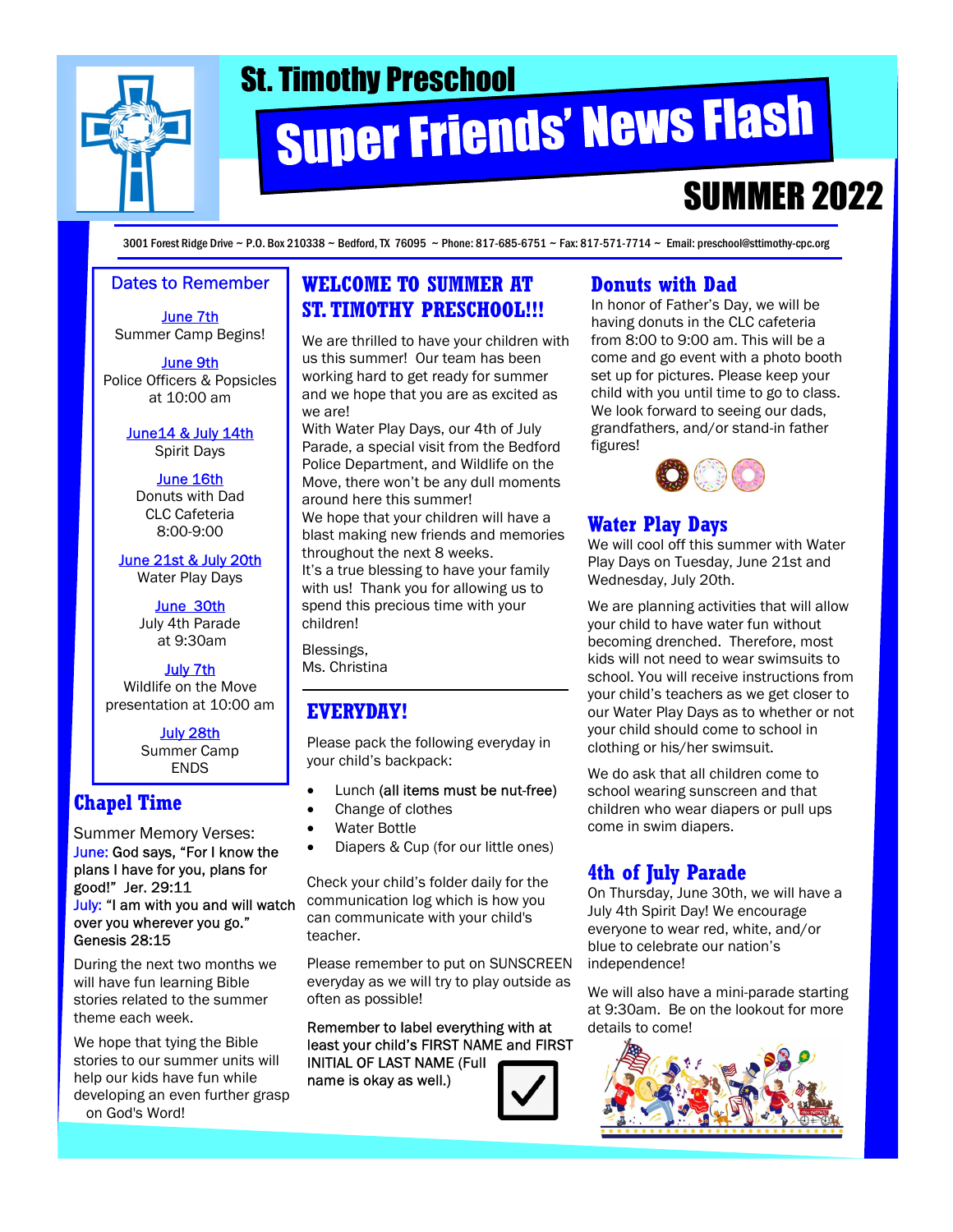# St. Timothy Preschool

# Super Friends' News Flash

## SUMMER 2022

3001 Forest Ridge Drive ~ P.O. Box 210338 ~ Bedford, TX 76095 ~ Phone: 817-685-6751 ~ Fax: 817-571-7714 ~ Email: preschool@sttimothy-cpc.org

### Dates to Remember

June 7th
Summer Camp Begins!

June 9th
Police Officers & Popsicles at 10:00 am

June14 & July 14th
Spirit Days

June 16th
Donuts with Dad
CLC Cafeteria
8:00-9:00

June 21st & July 20th
Water Play Days

June 30th
July 4th Parade at 9:30am

July 7th
Wildlife on the Move presentation at 10:00 am

July 28th
Summer Camp ENDS

### Chapel Time

Summer Memory Verses:
June: God says, "For I know the plans I have for you, plans for good!" Jer. 29:11
July: "I am with you and will watch over you wherever you go." Genesis 28:15

During the next two months we will have fun learning Bible stories related to the summer theme each week.

We hope that tying the Bible stories to our summer units will help our kids have fun while developing an even further grasp on God's Word!

### WELCOME TO SUMMER AT ST. TIMOTHY PRESCHOOL!!!

We are thrilled to have your children with us this summer! Our team has been working hard to get ready for summer and we hope that you are as excited as we are!
With Water Play Days, our 4th of July Parade, a special visit from the Bedford Police Department, and Wildlife on the Move, there won't be any dull moments around here this summer!
We hope that your children will have a blast making new friends and memories throughout the next 8 weeks.
It's a true blessing to have your family with us! Thank you for allowing us to spend this precious time with your children!

Blessings,
Ms. Christina

### EVERYDAY!

Please pack the following everyday in your child's backpack:

- Lunch (all items must be nut-free)
- Change of clothes
- Water Bottle
- Diapers & Cup (for our little ones)

Check your child's folder daily for the communication log which is how you can communicate with your child's teacher.

Please remember to put on SUNSCREEN everyday as we will try to play outside as often as possible!

Remember to label everything with at least your child's FIRST NAME and FIRST INITIAL OF LAST NAME (Full name is okay as well.)

### Donuts with Dad

In honor of Father's Day, we will be having donuts in the CLC cafeteria from 8:00 to 9:00 am. This will be a come and go event with a photo booth set up for pictures. Please keep your child with you until time to go to class. We look forward to seeing our dads, grandfathers, and/or stand-in father figures!

### Water Play Days

We will cool off this summer with Water Play Days on Tuesday, June 21st and Wednesday, July 20th.

We are planning activities that will allow your child to have water fun without becoming drenched. Therefore, most kids will not need to wear swimsuits to school. You will receive instructions from your child's teachers as we get closer to our Water Play Days as to whether or not your child should come to school in clothing or his/her swimsuit.

We do ask that all children come to school wearing sunscreen and that children who wear diapers or pull ups come in swim diapers.

### 4th of July Parade

On Thursday, June 30th, we will have a July 4th Spirit Day! We encourage everyone to wear red, white, and/or blue to celebrate our nation's independence!

We will also have a mini-parade starting at 9:30am. Be on the lookout for more details to come!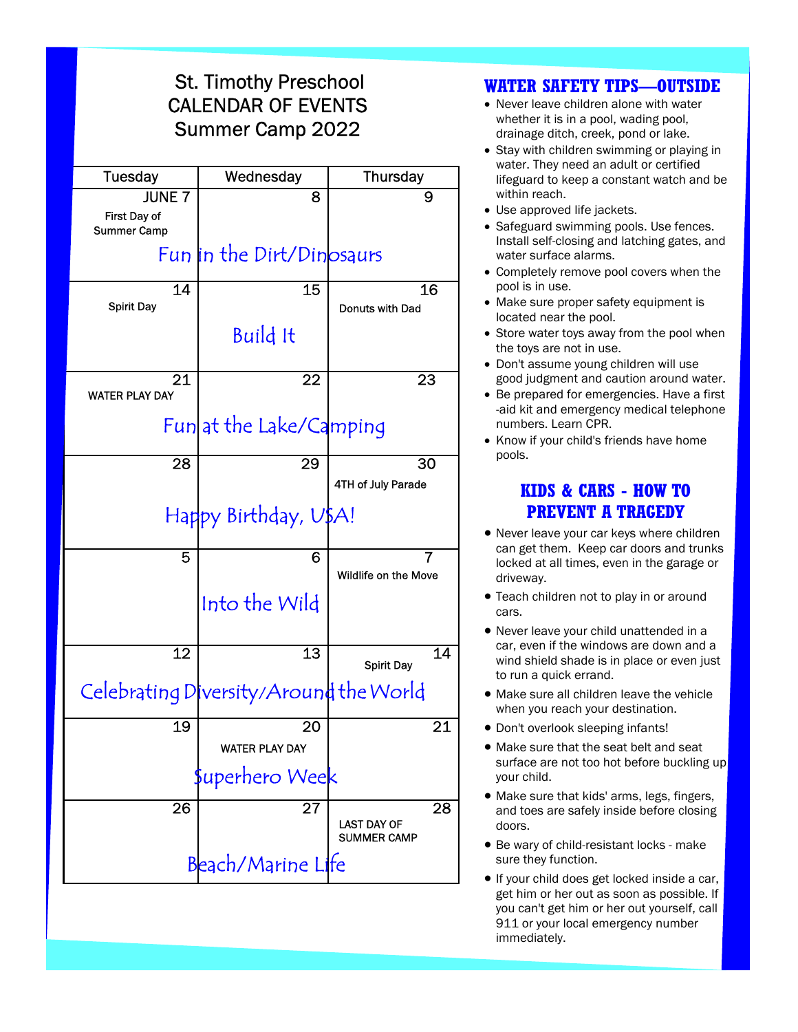# St. Timothy Preschool
# CALENDAR OF EVENTS
# Summer Camp 2022

| Tuesday | Wednesday | Thursday |
|---|---|---|
| JUNE 7<br>First Day of Summer Camp | 8 | 9 |
| Fun in the Dirt/Dinosaurs | | |
| 14<br>Spirit Day | 15 | 16<br>Donuts with Dad |
| Build It | | |
| 21<br>WATER PLAY DAY | 22 | 23 |
| Fun at the Lake/Camping | | |
| 28 | 29 | 30<br>4TH of July Parade |
| Happy Birthday, USA! | | |
| 5 | 6 | 7<br>Wildlife on the Move |
| Into the Wild | | |
| 12 | 13 | 14<br>Spirit Day |
| Celebrating Diversity/Around the World | | |
| 19 | 20<br>WATER PLAY DAY | 21 |
| Superhero Week | | |
| 26 | 27 | 28<br>LAST DAY OF SUMMER CAMP |
| Beach/Marine Life | | |

## WATER SAFETY TIPS—OUTSIDE

- Never leave children alone with water whether it is in a pool, wading pool, drainage ditch, creek, pond or lake.
- Stay with children swimming or playing in water. They need an adult or certified lifeguard to keep a constant watch and be within reach.
- Use approved life jackets.
- Safeguard swimming pools. Use fences. Install self-closing and latching gates, and water surface alarms.
- Completely remove pool covers when the pool is in use.
- Make sure proper safety equipment is located near the pool.
- Store water toys away from the pool when the toys are not in use.
- Don't assume young children will use good judgment and caution around water.
- Be prepared for emergencies. Have a first -aid kit and emergency medical telephone numbers. Learn CPR.
- Know if your child's friends have home pools.

## KIDS & CARS - HOW TO PREVENT A TRAGEDY

- Never leave your car keys where children can get them. Keep car doors and trunks locked at all times, even in the garage or driveway.
- Teach children not to play in or around cars.
- Never leave your child unattended in a car, even if the windows are down and a wind shield shade is in place or even just to run a quick errand.
- Make sure all children leave the vehicle when you reach your destination.
- Don't overlook sleeping infants!
- Make sure that the seat belt and seat surface are not too hot before buckling up your child.
- Make sure that kids' arms, legs, fingers, and toes are safely inside before closing doors.
- Be wary of child-resistant locks - make sure they function.
- If your child does get locked inside a car, get him or her out as soon as possible. If you can't get him or her out yourself, call 911 or your local emergency number immediately.